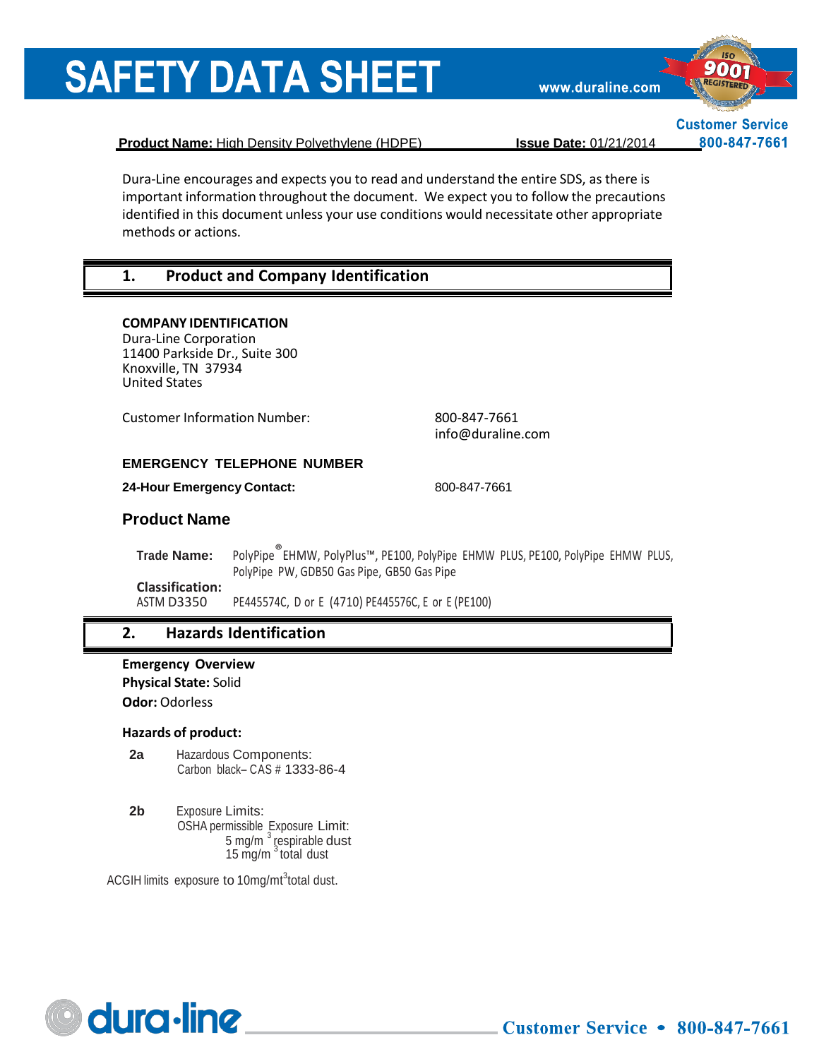# SAFETY DATA SHEET

www.duraline.com

Customer Service 800-847-7661

**Product Name:** High Density Polyethylene (HDPE) **Issue Date:** 01/21/2014

Dura-Line encourages and expects you to read and understand the entire SDS, as there is important information throughout the document. We expect you to follow the precautions identified in this document unless your use conditions would necessitate other appropriate methods or actions.

## 1. Product and Company Identification

**COMPANY IDENTIFICATION**
Dura-Line Corporation
11400 Parkside Dr., Suite 300
Knoxville, TN 37934
United States

Customer Information Number: 800-847-7661
info@duraline.com

**EMERGENCY TELEPHONE NUMBER**

**24-Hour Emergency Contact:** 800-847-7661

### Product Name

**Trade Name:** PolyPipe® EHMW, PolyPlus™, PE100, PolyPipe EHMW PLUS, PE100, PolyPipe EHMW PLUS, PolyPipe PW, GDB50 Gas Pipe, GB50 Gas Pipe

**Classification:**
ASTM D3350 PE445574C, D or E (4710) PE445576C, E or E (PE100)

## 2. Hazards Identification

**Emergency Overview**
**Physical State:** Solid
**Odor:** Odorless

**Hazards of product:**

**2a** Hazardous Components:
Carbon black– CAS # 1333-86-4

**2b** Exposure Limits:
OSHA permissible Exposure Limit:
5 mg/m$^3$ respirable dust
15 mg/m$^3$ total dust

ACGIH limits exposure to 10mg/mt$^3$total dust.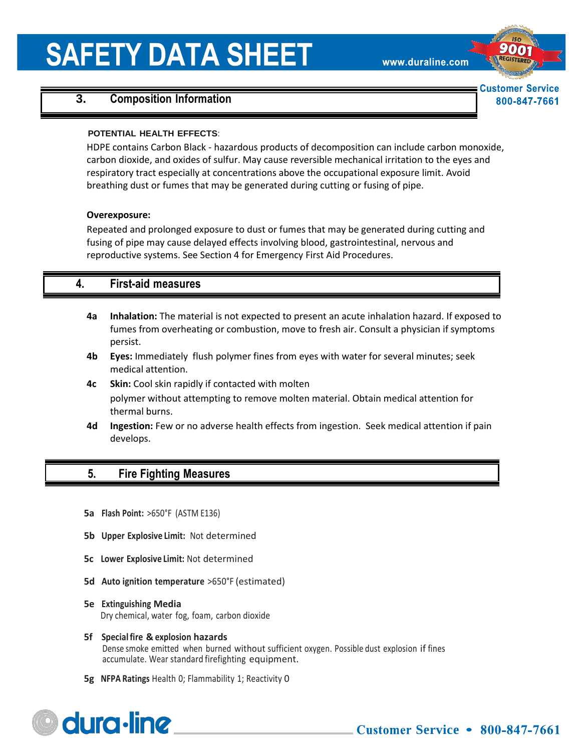## 3. Composition Information

**POTENTIAL HEALTH EFFECTS**:

HDPE contains Carbon Black - hazardous products of decomposition can include carbon monoxide, carbon dioxide, and oxides of sulfur. May cause reversible mechanical irritation to the eyes and respiratory tract especially at concentrations above the occupational exposure limit. Avoid breathing dust or fumes that may be generated during cutting or fusing of pipe.

**Overexposure:**

Repeated and prolonged exposure to dust or fumes that may be generated during cutting and fusing of pipe may cause delayed effects involving blood, gastrointestinal, nervous and reproductive systems. See Section 4 for Emergency First Aid Procedures.

## 4. First-aid measures

**4a Inhalation:** The material is not expected to present an acute inhalation hazard. If exposed to fumes from overheating or combustion, move to fresh air. Consult a physician if symptoms persist.

**4b Eyes:** Immediately flush polymer fines from eyes with water for several minutes; seek medical attention.

**4c Skin:** Cool skin rapidly if contacted with molten polymer without attempting to remove molten material. Obtain medical attention for thermal burns.

**4d Ingestion:** Few or no adverse health effects from ingestion. Seek medical attention if pain develops.

## 5. Fire Fighting Measures

**5a Flash Point:** >650°F (ASTM E136)

**5b Upper Explosive Limit:** Not determined

**5c Lower Explosive Limit:** Not determined

**5d Auto ignition temperature** >650°F (estimated)

**5e Extinguishing Media**
Dry chemical, water fog, foam, carbon dioxide

**5f Special fire & explosion hazards**
Dense smoke emitted when burned without sufficient oxygen. Possible dust explosion if fines accumulate. Wear standard firefighting equipment.

**5g NFPA Ratings** Health 0; Flammability 1; Reactivity 0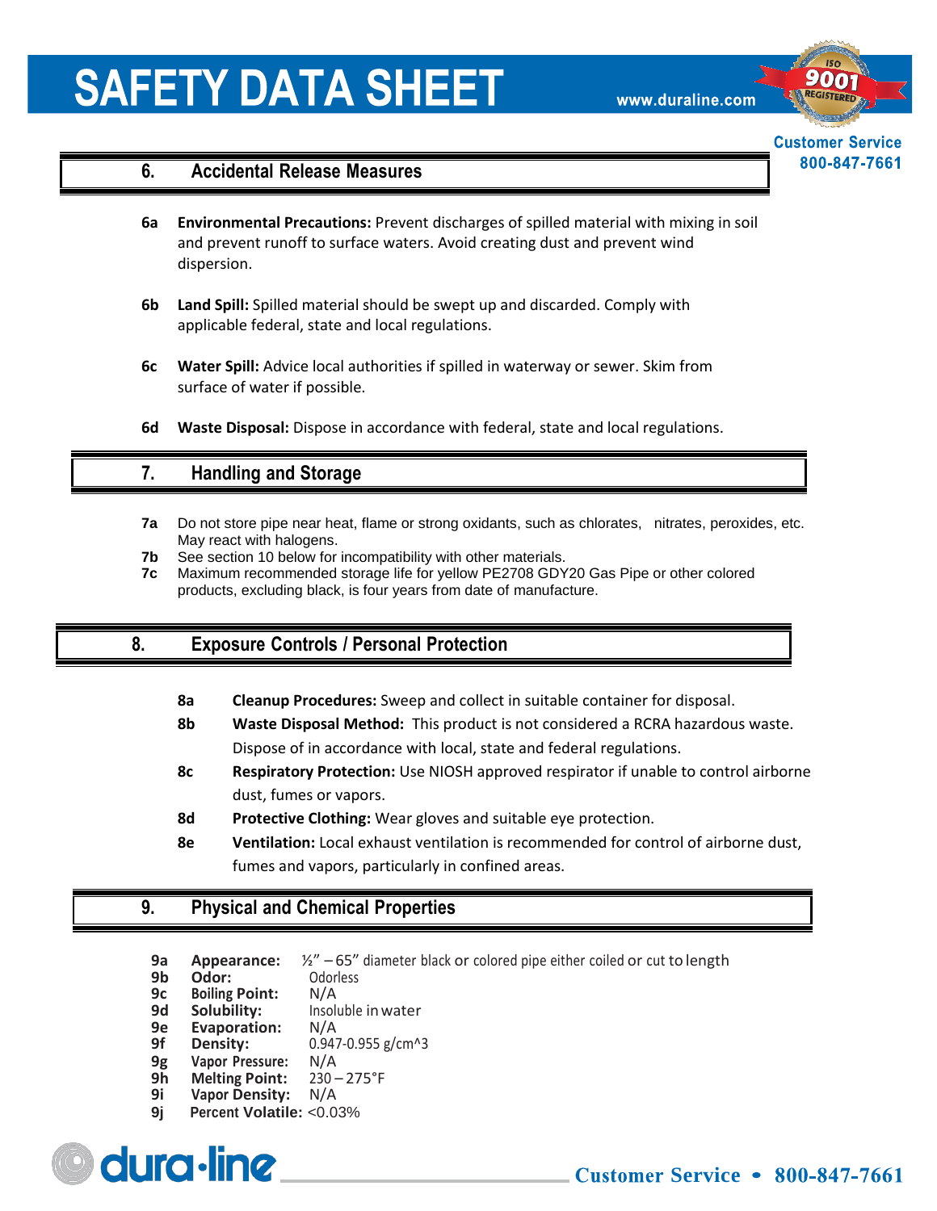## 6. Accidental Release Measures

**6a** **Environmental Precautions:** Prevent discharges of spilled material with mixing in soil and prevent runoff to surface waters. Avoid creating dust and prevent wind dispersion.

**6b** **Land Spill:** Spilled material should be swept up and discarded. Comply with applicable federal, state and local regulations.

**6c** **Water Spill:** Advice local authorities if spilled in waterway or sewer. Skim from surface of water if possible.

**6d** **Waste Disposal:** Dispose in accordance with federal, state and local regulations.

## 7. Handling and Storage

**7a** Do not store pipe near heat, flame or strong oxidants, such as chlorates, nitrates, peroxides, etc. May react with halogens.

**7b** See section 10 below for incompatibility with other materials.

**7c** Maximum recommended storage life for yellow PE2708 GDY20 Gas Pipe or other colored products, excluding black, is four years from date of manufacture.

## 8. Exposure Controls / Personal Protection

**8a** **Cleanup Procedures:** Sweep and collect in suitable container for disposal.

**8b** **Waste Disposal Method:** This product is not considered a RCRA hazardous waste. Dispose of in accordance with local, state and federal regulations.

**8c** **Respiratory Protection:** Use NIOSH approved respirator if unable to control airborne dust, fumes or vapors.

**8d** **Protective Clothing:** Wear gloves and suitable eye protection.

**8e** **Ventilation:** Local exhaust ventilation is recommended for control of airborne dust, fumes and vapors, particularly in confined areas.

## 9. Physical and Chemical Properties

**9a** **Appearance:** ½" – 65" diameter black or colored pipe either coiled or cut to length
**9b** **Odor:** Odorless
**9c** **Boiling Point:** N/A
**9d** **Solubility:** Insoluble in water
**9e** **Evaporation:** N/A
**9f** **Density:** 0.947-0.955 g/cm^3
**9g** **Vapor Pressure:** N/A
**9h** **Melting Point:** 230 – 275°F
**9i** **Vapor Density:** N/A
**9j** **Percent Volatile:** <0.03%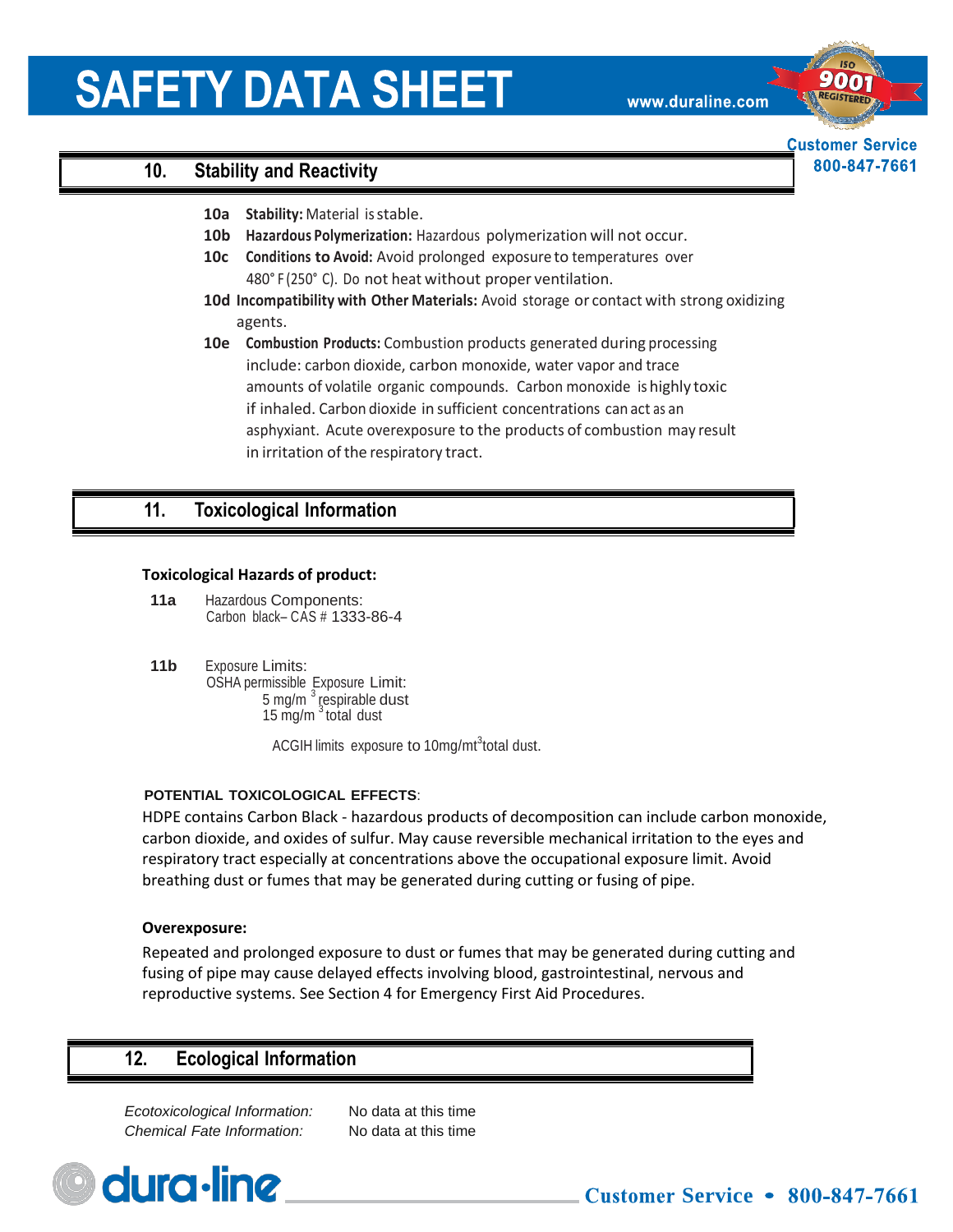## 10. Stability and Reactivity

**10a Stability:** Material is stable.

**10b Hazardous Polymerization:** Hazardous polymerization will not occur.

**10c Conditions to Avoid:** Avoid prolonged exposure to temperatures over 480° F (250° C). Do not heat without proper ventilation.

**10d Incompatibility with Other Materials:** Avoid storage or contact with strong oxidizing agents.

**10e Combustion Products:** Combustion products generated during processing include: carbon dioxide, carbon monoxide, water vapor and trace amounts of volatile organic compounds. Carbon monoxide is highly toxic if inhaled. Carbon dioxide in sufficient concentrations can act as an asphyxiant. Acute overexposure to the products of combustion may result in irritation of the respiratory tract.

## 11. Toxicological Information

**Toxicological Hazards of product:**

**11a** Hazardous Components:
Carbon black– CAS # 1333-86-4

**11b** Exposure Limits:
OSHA permissible Exposure Limit:
5 mg/m$^3$ respirable dust
15 mg/m$^3$ total dust

ACGIH limits exposure to 10mg/mt$^3$total dust.

**POTENTIAL TOXICOLOGICAL EFFECTS**:

HDPE contains Carbon Black - hazardous products of decomposition can include carbon monoxide, carbon dioxide, and oxides of sulfur. May cause reversible mechanical irritation to the eyes and respiratory tract especially at concentrations above the occupational exposure limit. Avoid breathing dust or fumes that may be generated during cutting or fusing of pipe.

**Overexposure:**

Repeated and prolonged exposure to dust or fumes that may be generated during cutting and fusing of pipe may cause delayed effects involving blood, gastrointestinal, nervous and reproductive systems. See Section 4 for Emergency First Aid Procedures.

## 12. Ecological Information

*Ecotoxicological Information:* No data at this time

*Chemical Fate Information:* No data at this time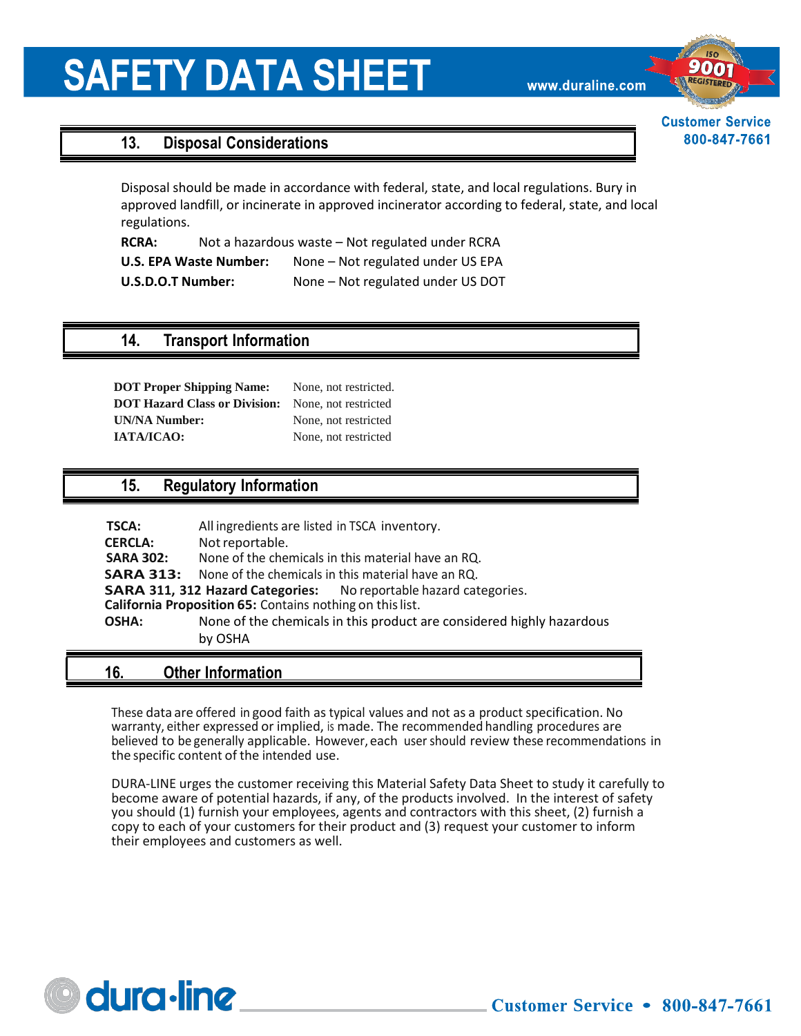## 13. Disposal Considerations

Disposal should be made in accordance with federal, state, and local regulations. Bury in approved landfill, or incinerate in approved incinerator according to federal, state, and local regulations.

**RCRA:** Not a hazardous waste – Not regulated under RCRA

**U.S. EPA Waste Number:** None – Not regulated under US EPA

**U.S.D.O.T Number:** None – Not regulated under US DOT

## 14. Transport Information

**DOT Proper Shipping Name:** None, not restricted.

**DOT Hazard Class or Division:** None, not restricted

**UN/NA Number:** None, not restricted

**IATA/ICAO:** None, not restricted

## 15. Regulatory Information

**TSCA:** All ingredients are listed in TSCA inventory.

**CERCLA:** Not reportable.

**SARA 302:** None of the chemicals in this material have an RQ.

**SARA 313:** None of the chemicals in this material have an RQ.

**SARA 311, 312 Hazard Categories:** No reportable hazard categories.

**California Proposition 65:** Contains nothing on this list.

**OSHA:** None of the chemicals in this product are considered highly hazardous by OSHA

## 16. Other Information

These data are offered in good faith as typical values and not as a product specification. No warranty, either expressed or implied, is made. The recommended handling procedures are believed to be generally applicable. However, each user should review these recommendations in the specific content of the intended use.

DURA-LINE urges the customer receiving this Material Safety Data Sheet to study it carefully to become aware of potential hazards, if any, of the products involved. In the interest of safety you should (1) furnish your employees, agents and contractors with this sheet, (2) furnish a copy to each of your customers for their product and (3) request your customer to inform their employees and customers as well.